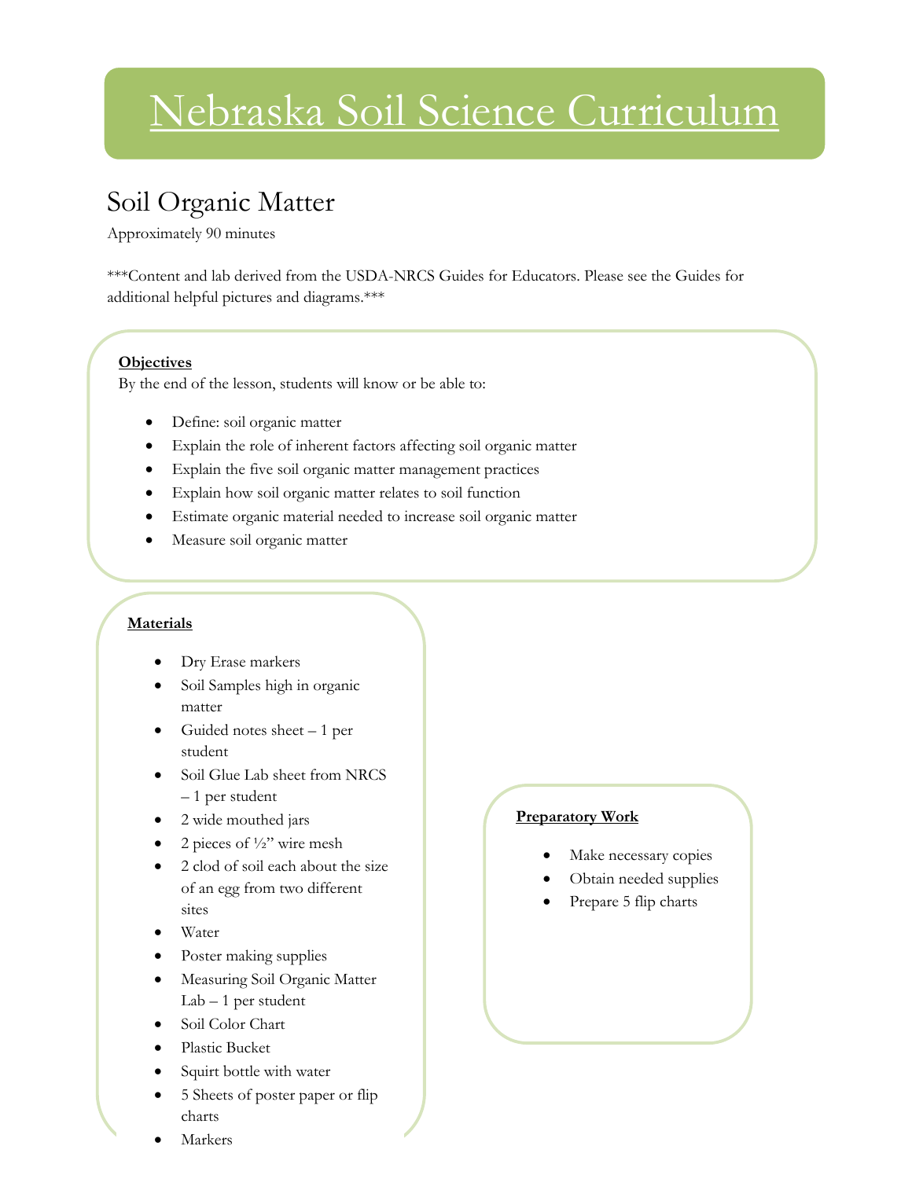# Nebraska Soil Science Curriculum

## Soil Organic Matter

Approximately 90 minutes

***Content and lab derived from the USDA-NRCS Guides for Educators. Please see the Guides for additional helpful pictures and diagrams.***

### Objectives

By the end of the lesson, students will know or be able to:

- Define: soil organic matter
- Explain the role of inherent factors affecting soil organic matter
- Explain the five soil organic matter management practices
- Explain how soil organic matter relates to soil function
- Estimate organic material needed to increase soil organic matter
- Measure soil organic matter

### Materials

- Dry Erase markers
- Soil Samples high in organic matter
- Guided notes sheet – 1 per student
- Soil Glue Lab sheet from NRCS – 1 per student
- 2 wide mouthed jars
- 2 pieces of ½" wire mesh
- 2 clod of soil each about the size of an egg from two different sites
- Water
- Poster making supplies
- Measuring Soil Organic Matter Lab – 1 per student
- Soil Color Chart
- Plastic Bucket
- Squirt bottle with water
- 5 Sheets of poster paper or flip charts
- Markers

### Preparatory Work

- Make necessary copies
- Obtain needed supplies
- Prepare 5 flip charts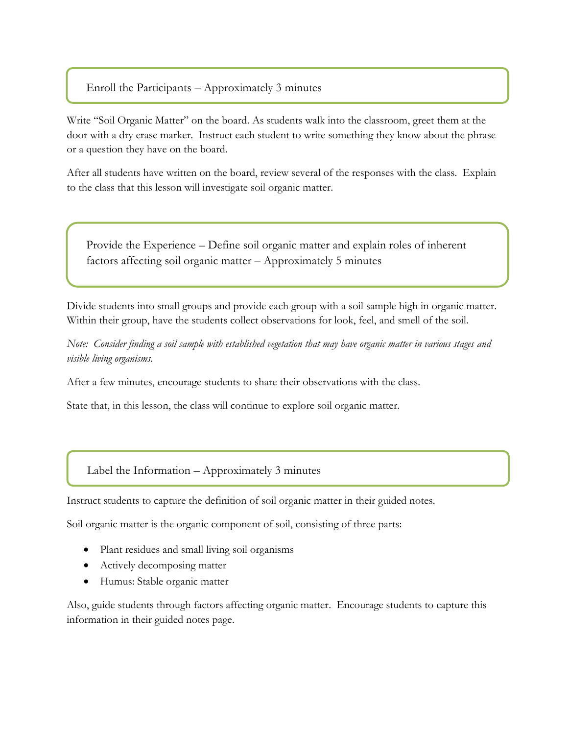## Enroll the Participants – Approximately 3 minutes

Write "Soil Organic Matter" on the board. As students walk into the classroom, greet them at the door with a dry erase marker. Instruct each student to write something they know about the phrase or a question they have on the board.

After all students have written on the board, review several of the responses with the class. Explain to the class that this lesson will investigate soil organic matter.

## Provide the Experience – Define soil organic matter and explain roles of inherent factors affecting soil organic matter – Approximately 5 minutes

Divide students into small groups and provide each group with a soil sample high in organic matter. Within their group, have the students collect observations for look, feel, and smell of the soil.

*Note: Consider finding a soil sample with established vegetation that may have organic matter in various stages and visible living organisms.*

After a few minutes, encourage students to share their observations with the class.

State that, in this lesson, the class will continue to explore soil organic matter.

## Label the Information – Approximately 3 minutes

Instruct students to capture the definition of soil organic matter in their guided notes.

Soil organic matter is the organic component of soil, consisting of three parts:

- Plant residues and small living soil organisms
- Actively decomposing matter
- Humus: Stable organic matter

Also, guide students through factors affecting organic matter. Encourage students to capture this information in their guided notes page.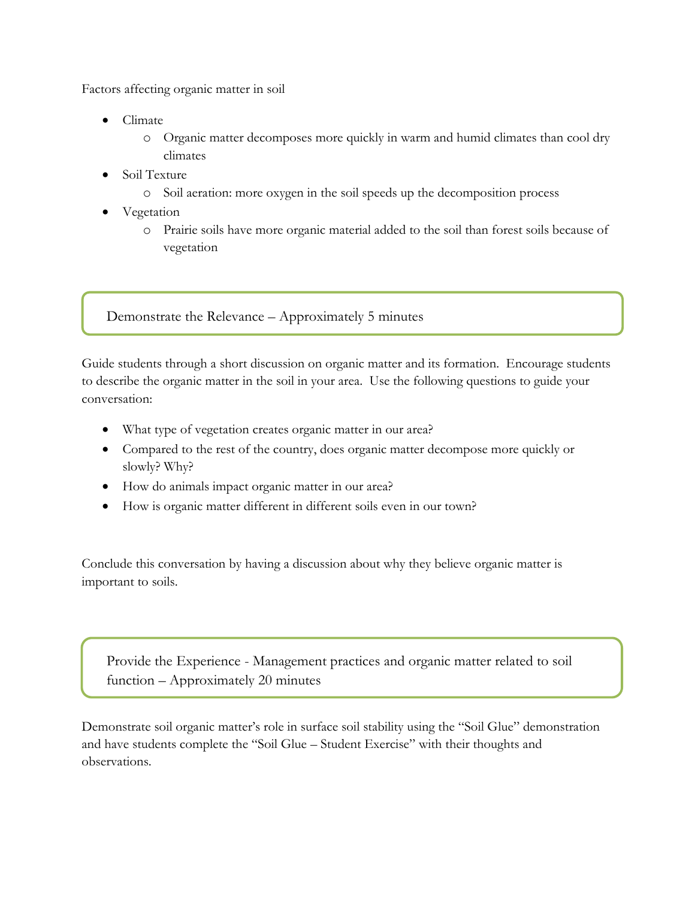Factors affecting organic matter in soil

- Climate
  - Organic matter decomposes more quickly in warm and humid climates than cool dry climates
- Soil Texture
  - Soil aeration: more oxygen in the soil speeds up the decomposition process
- Vegetation
  - Prairie soils have more organic material added to the soil than forest soils because of vegetation

## Demonstrate the Relevance – Approximately 5 minutes

Guide students through a short discussion on organic matter and its formation. Encourage students to describe the organic matter in the soil in your area. Use the following questions to guide your conversation:

- What type of vegetation creates organic matter in our area?
- Compared to the rest of the country, does organic matter decompose more quickly or slowly? Why?
- How do animals impact organic matter in our area?
- How is organic matter different in different soils even in our town?

Conclude this conversation by having a discussion about why they believe organic matter is important to soils.

## Provide the Experience - Management practices and organic matter related to soil function – Approximately 20 minutes

Demonstrate soil organic matter's role in surface soil stability using the "Soil Glue" demonstration and have students complete the "Soil Glue – Student Exercise" with their thoughts and observations.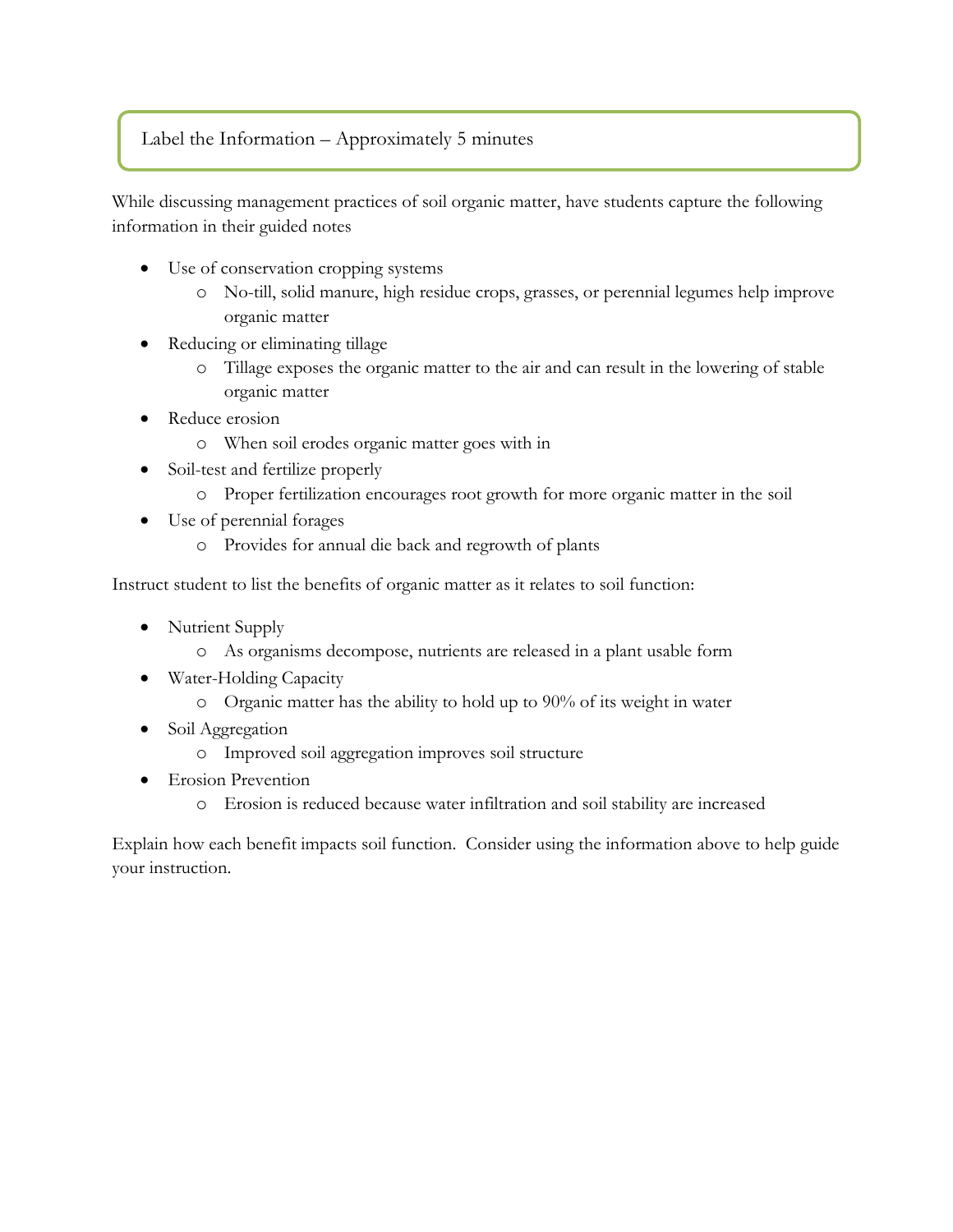## Label the Information – Approximately 5 minutes

While discussing management practices of soil organic matter, have students capture the following information in their guided notes

- Use of conservation cropping systems
  - No-till, solid manure, high residue crops, grasses, or perennial legumes help improve organic matter
- Reducing or eliminating tillage
  - Tillage exposes the organic matter to the air and can result in the lowering of stable organic matter
- Reduce erosion
  - When soil erodes organic matter goes with in
- Soil-test and fertilize properly
  - Proper fertilization encourages root growth for more organic matter in the soil
- Use of perennial forages
  - Provides for annual die back and regrowth of plants

Instruct student to list the benefits of organic matter as it relates to soil function:

- Nutrient Supply
  - As organisms decompose, nutrients are released in a plant usable form
- Water-Holding Capacity
  - Organic matter has the ability to hold up to 90% of its weight in water
- Soil Aggregation
  - Improved soil aggregation improves soil structure
- Erosion Prevention
  - Erosion is reduced because water infiltration and soil stability are increased

Explain how each benefit impacts soil function. Consider using the information above to help guide your instruction.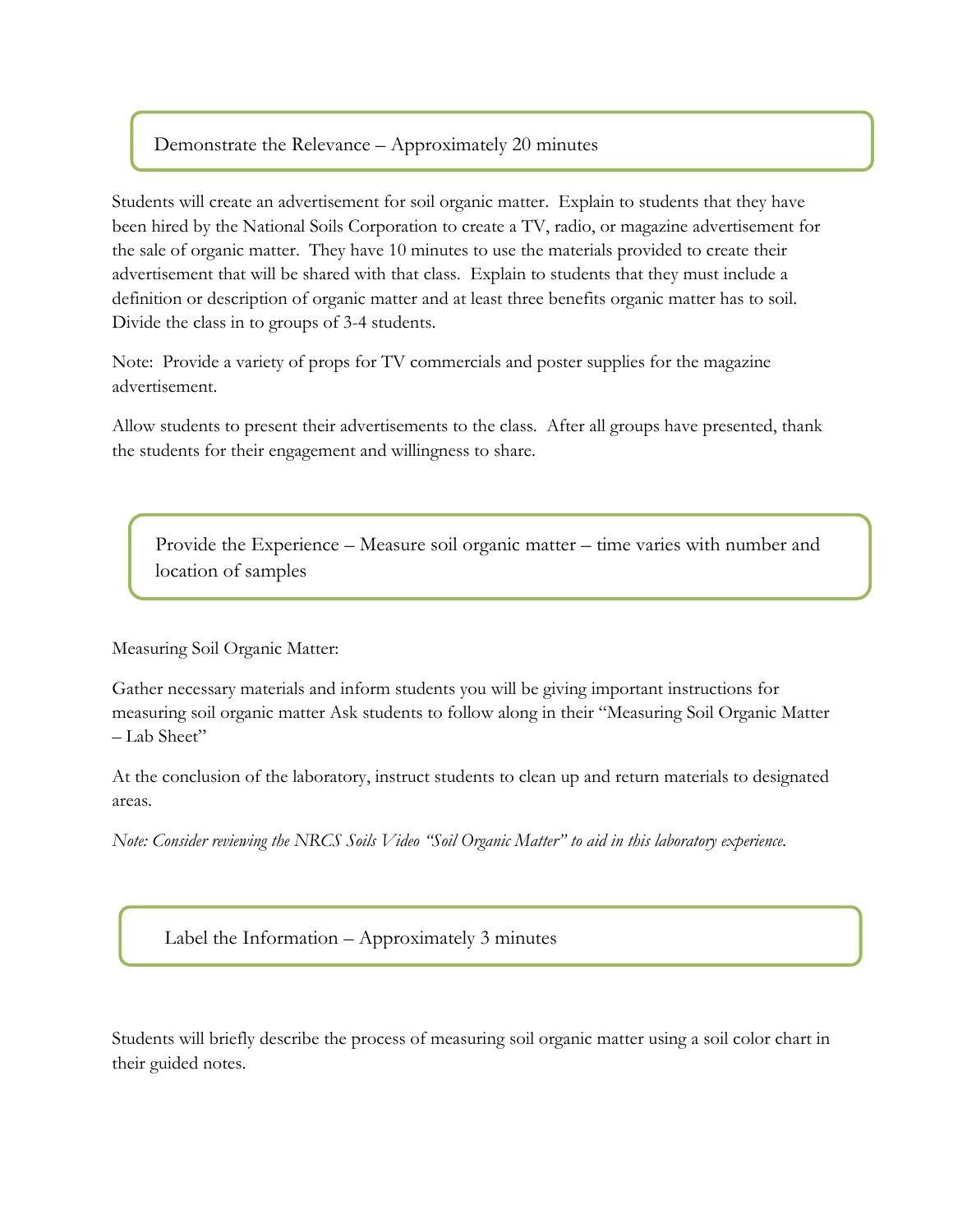## Demonstrate the Relevance – Approximately 20 minutes

Students will create an advertisement for soil organic matter. Explain to students that they have been hired by the National Soils Corporation to create a TV, radio, or magazine advertisement for the sale of organic matter. They have 10 minutes to use the materials provided to create their advertisement that will be shared with that class. Explain to students that they must include a definition or description of organic matter and at least three benefits organic matter has to soil. Divide the class in to groups of 3-4 students.

Note: Provide a variety of props for TV commercials and poster supplies for the magazine advertisement.

Allow students to present their advertisements to the class. After all groups have presented, thank the students for their engagement and willingness to share.

## Provide the Experience – Measure soil organic matter – time varies with number and location of samples

Measuring Soil Organic Matter:

Gather necessary materials and inform students you will be giving important instructions for measuring soil organic matter Ask students to follow along in their "Measuring Soil Organic Matter – Lab Sheet"

At the conclusion of the laboratory, instruct students to clean up and return materials to designated areas.

*Note: Consider reviewing the NRCS Soils Video "Soil Organic Matter" to aid in this laboratory experience.*

## Label the Information – Approximately 3 minutes

Students will briefly describe the process of measuring soil organic matter using a soil color chart in their guided notes.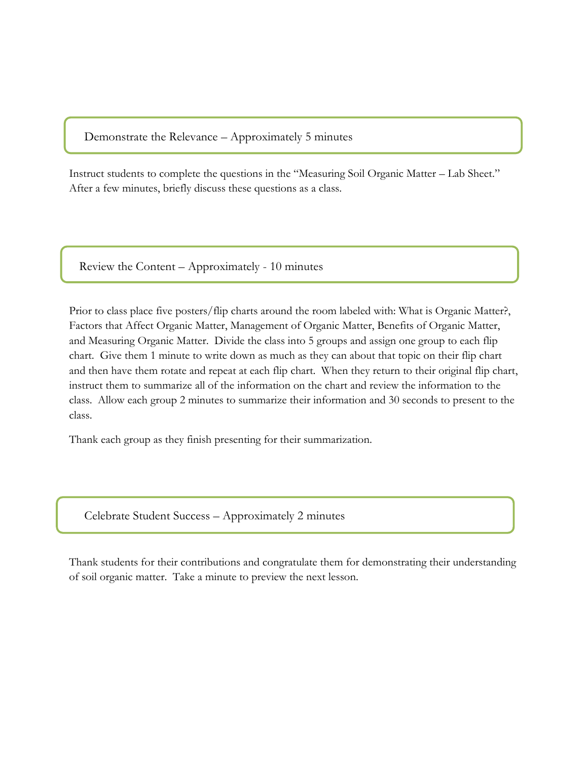## Demonstrate the Relevance – Approximately 5 minutes

Instruct students to complete the questions in the "Measuring Soil Organic Matter – Lab Sheet." After a few minutes, briefly discuss these questions as a class.

## Review the Content – Approximately - 10 minutes

Prior to class place five posters/flip charts around the room labeled with: What is Organic Matter?, Factors that Affect Organic Matter, Management of Organic Matter, Benefits of Organic Matter, and Measuring Organic Matter. Divide the class into 5 groups and assign one group to each flip chart. Give them 1 minute to write down as much as they can about that topic on their flip chart and then have them rotate and repeat at each flip chart. When they return to their original flip chart, instruct them to summarize all of the information on the chart and review the information to the class. Allow each group 2 minutes to summarize their information and 30 seconds to present to the class.

Thank each group as they finish presenting for their summarization.

## Celebrate Student Success – Approximately 2 minutes

Thank students for their contributions and congratulate them for demonstrating their understanding of soil organic matter. Take a minute to preview the next lesson.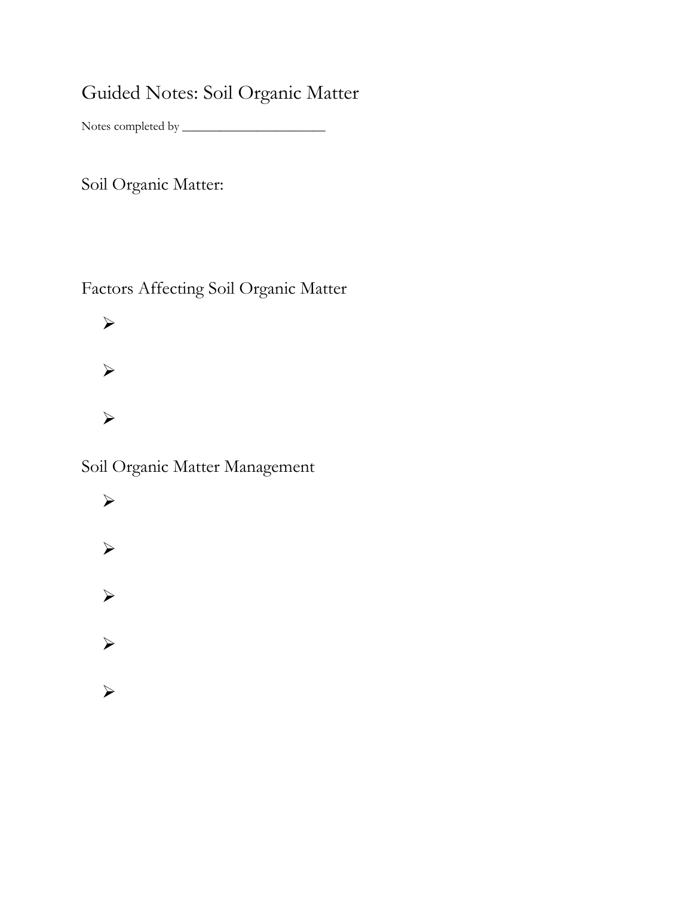# Guided Notes: Soil Organic Matter

Notes completed by ______________________

## Soil Organic Matter:

## Factors Affecting Soil Organic Matter

- 
- 
- 

## Soil Organic Matter Management

- 
- 
- 
- 
-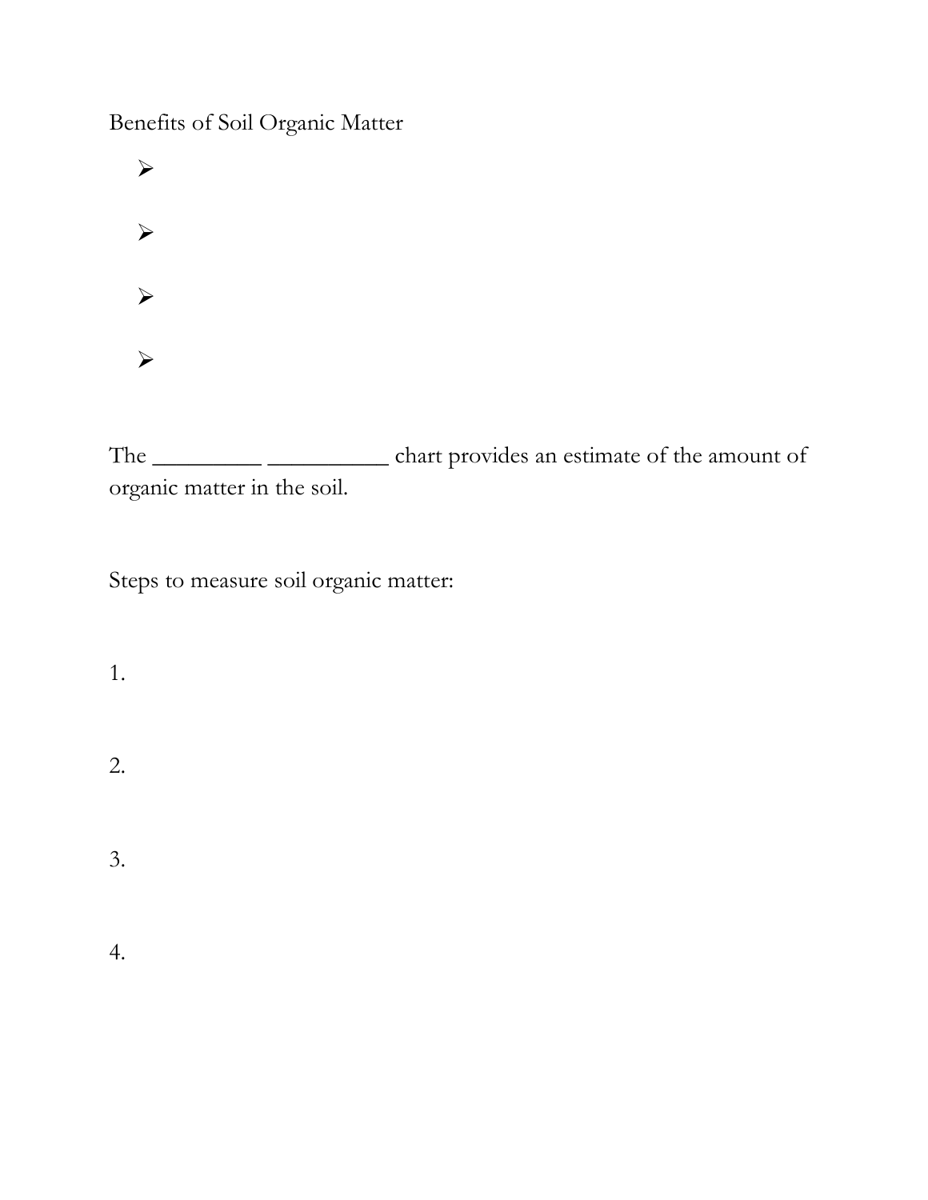Benefits of Soil Organic Matter

- 
- 
- 
- 

The _________ __________ chart provides an estimate of the amount of organic matter in the soil.

Steps to measure soil organic matter:

1. 

2. 

3. 

4.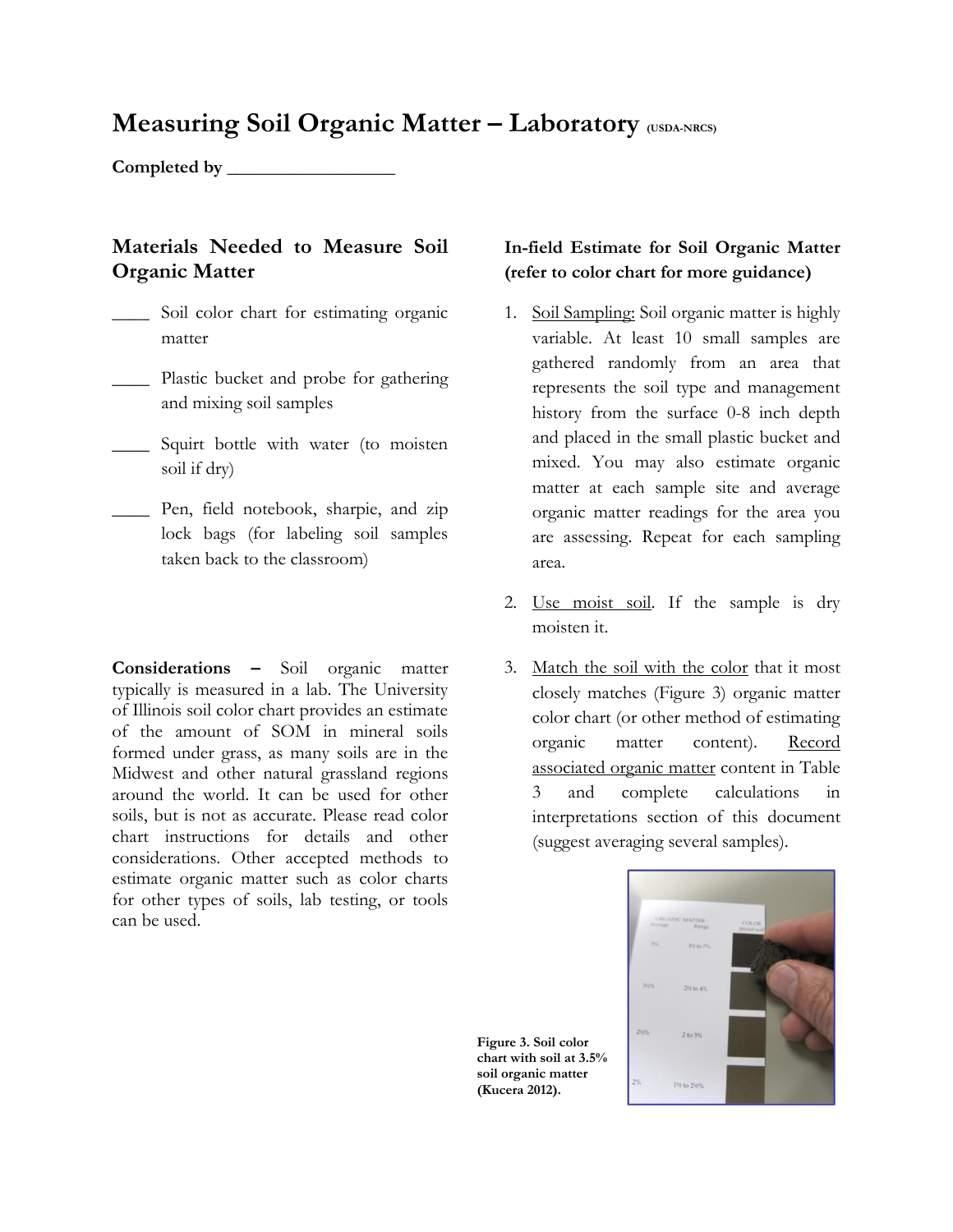# Measuring Soil Organic Matter – Laboratory (USDA-NRCS)

**Completed by __________________**

## Materials Needed to Measure Soil Organic Matter

____ Soil color chart for estimating organic matter

____ Plastic bucket and probe for gathering and mixing soil samples

____ Squirt bottle with water (to moisten soil if dry)

____ Pen, field notebook, sharpie, and zip lock bags (for labeling soil samples taken back to the classroom)

**Considerations –** Soil organic matter typically is measured in a lab. The University of Illinois soil color chart provides an estimate of the amount of SOM in mineral soils formed under grass, as many soils are in the Midwest and other natural grassland regions around the world. It can be used for other soils, but is not as accurate. Please read color chart instructions for details and other considerations. Other accepted methods to estimate organic matter such as color charts for other types of soils, lab testing, or tools can be used.

### In-field Estimate for Soil Organic Matter (refer to color chart for more guidance)

1. <u>Soil Sampling:</u> Soil organic matter is highly variable. At least 10 small samples are gathered randomly from an area that represents the soil type and management history from the surface 0-8 inch depth and placed in the small plastic bucket and mixed. You may also estimate organic matter at each sample site and average organic matter readings for the area you are assessing. Repeat for each sampling area.
2. <u>Use moist soil</u>. If the sample is dry moisten it.
3. <u>Match the soil with the color</u> that it most closely matches (Figure 3) organic matter color chart (or other method of estimating organic matter content). <u>Record associated organic matter</u> content in Table 3 and complete calculations in interpretations section of this document (suggest averaging several samples).

**Figure 3. Soil color chart with soil at 3.5% soil organic matter (Kucera 2012).**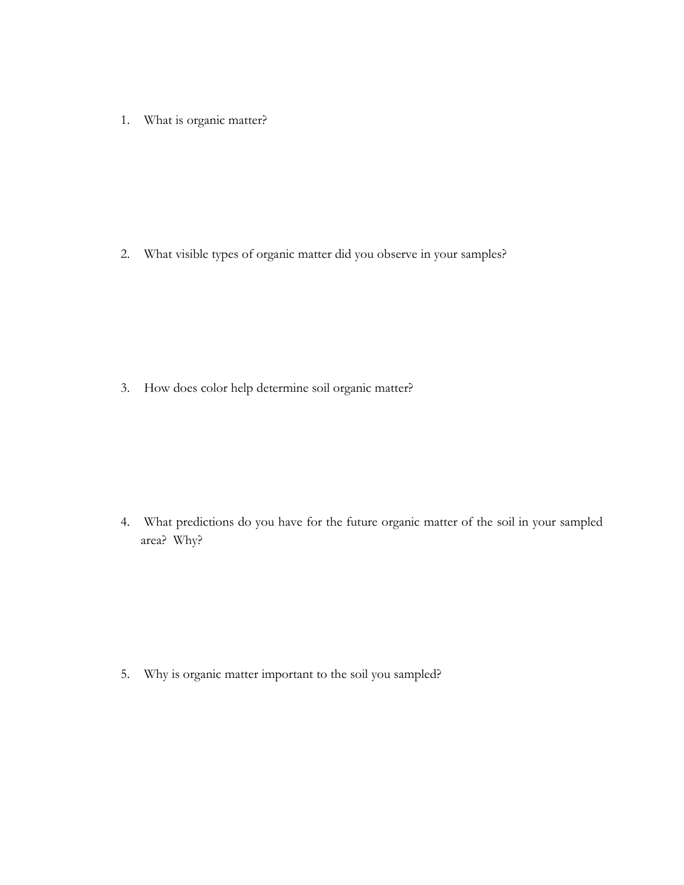1. What is organic matter?

2. What visible types of organic matter did you observe in your samples?

3. How does color help determine soil organic matter?

4. What predictions do you have for the future organic matter of the soil in your sampled area? Why?

5. Why is organic matter important to the soil you sampled?